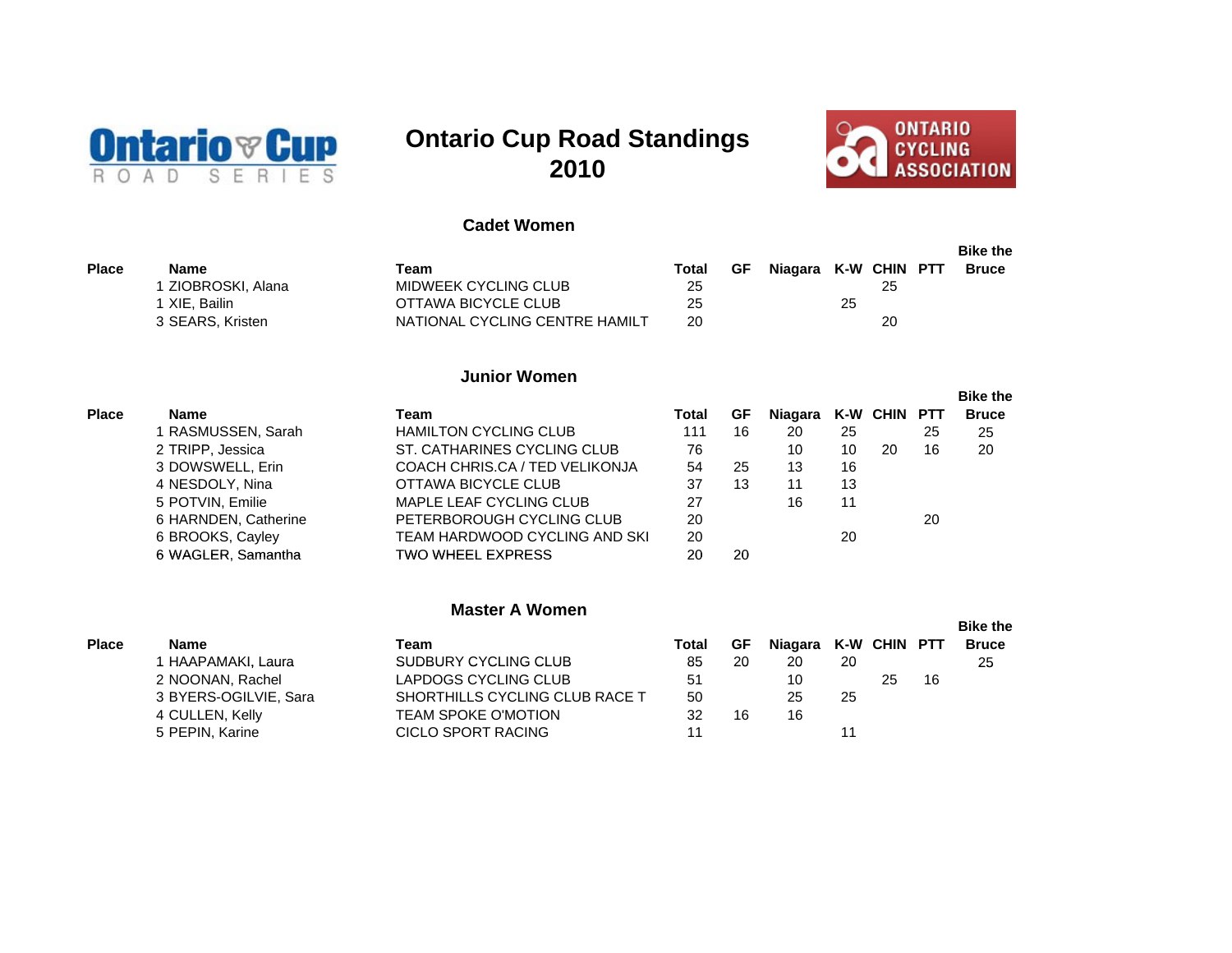# Ontario Cup Road Standings 2010

## Cadet Women

| Place | Name | Team | Total | GF | Niagara | K-W | CHIN | PTT | Bike the Bruce |
|---|---|---|---|---|---|---|---|---|---|
| 1 | ZIOBROSKI, Alana | MIDWEEK CYCLING CLUB | 25 | | | | 25 | | |
| 1 | XIE, Bailin | OTTAWA BICYCLE CLUB | 25 | | | 25 | | | |
| 3 | SEARS, Kristen | NATIONAL CYCLING CENTRE HAMILT | 20 | | | | 20 | | |

## Junior Women

| Place | Name | Team | Total | GF | Niagara | K-W | CHIN | PTT | Bike the Bruce |
|---|---|---|---|---|---|---|---|---|---|
| 1 | RASMUSSEN, Sarah | HAMILTON CYCLING CLUB | 111 | 16 | 20 | 25 | | 25 | 25 |
| 2 | TRIPP, Jessica | ST. CATHARINES CYCLING CLUB | 76 | | 10 | 10 | 20 | 16 | 20 |
| 3 | DOWSWELL, Erin | COACH CHRIS.CA / TED VELIKONJA | 54 | 25 | 13 | 16 | | | |
| 4 | NESDOLY, Nina | OTTAWA BICYCLE CLUB | 37 | 13 | 11 | 13 | | | |
| 5 | POTVIN, Emilie | MAPLE LEAF CYCLING CLUB | 27 | | 16 | 11 | | | |
| 6 | HARNDEN, Catherine | PETERBOROUGH CYCLING CLUB | 20 | | | | | 20 | |
| 6 | BROOKS, Cayley | TEAM HARDWOOD CYCLING AND SKI | 20 | | | 20 | | | |
| 6 | WAGLER, Samantha | TWO WHEEL EXPRESS | 20 | 20 | | | | | |

## Master A Women

| Place | Name | Team | Total | GF | Niagara | K-W | CHIN | PTT | Bike the Bruce |
|---|---|---|---|---|---|---|---|---|---|
| 1 | HAAPAMAKI, Laura | SUDBURY CYCLING CLUB | 85 | 20 | 20 | 20 | | | 25 |
| 2 | NOONAN, Rachel | LAPDOGS CYCLING CLUB | 51 | | 10 | | 25 | 16 | |
| 3 | BYERS-OGILVIE, Sara | SHORTHILLS CYCLING CLUB RACE T | 50 | | 25 | 25 | | | |
| 4 | CULLEN, Kelly | TEAM SPOKE O'MOTION | 32 | 16 | 16 | | | | |
| 5 | PEPIN, Karine | CICLO SPORT RACING | 11 | | | 11 | | | |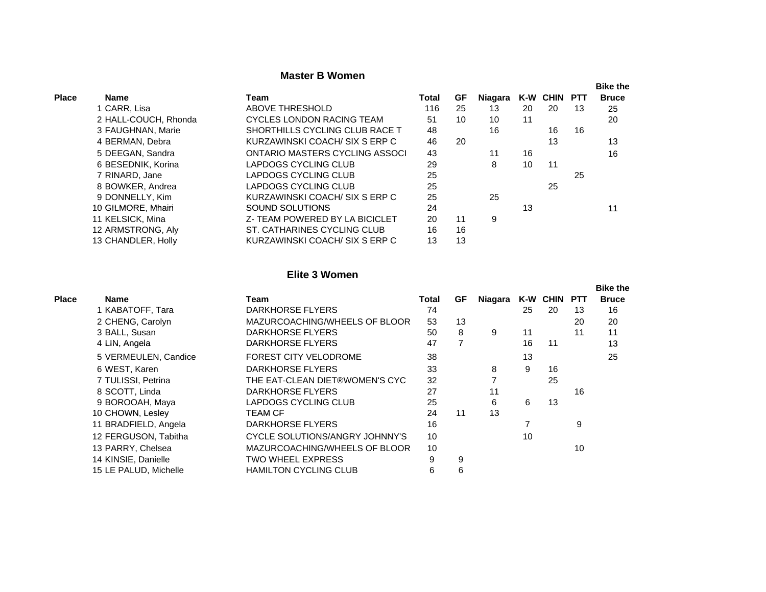## Master B Women

| Place | Name | Team | Total | GF | Niagara | K-W | CHIN | PTT | Bike the Bruce |
|---|---|---|---|---|---|---|---|---|---|
| 1 | CARR, Lisa | ABOVE THRESHOLD | 116 | 25 | 13 | 20 | 20 | 13 | 25 |
| 2 | HALL-COUCH, Rhonda | CYCLES LONDON RACING TEAM | 51 | 10 | 10 | 11 | | | 20 |
| 3 | FAUGHNAN, Marie | SHORTHILLS CYCLING CLUB RACE T | 48 | | 16 | | 16 | 16 | |
| 4 | BERMAN, Debra | KURZAWINSKI COACH/ SIX S ERP C | 46 | 20 | | | 13 | | 13 |
| 5 | DEEGAN, Sandra | ONTARIO MASTERS CYCLING ASSOCI | 43 | | 11 | 16 | | | 16 |
| 6 | BESEDNIK, Korina | LAPDOGS CYCLING CLUB | 29 | | 8 | 10 | 11 | | |
| 7 | RINARD, Jane | LAPDOGS CYCLING CLUB | 25 | | | | | 25 | |
| 8 | BOWKER, Andrea | LAPDOGS CYCLING CLUB | 25 | | | | 25 | | |
| 9 | DONNELLY, Kim | KURZAWINSKI COACH/ SIX S ERP C | 25 | | 25 | | | | |
| 10 | GILMORE, Mhairi | SOUND SOLUTIONS | 24 | | | 13 | | | 11 |
| 11 | KELSICK, Mina | Z- TEAM POWERED BY LA BICICLET | 20 | 11 | 9 | | | | |
| 12 | ARMSTRONG, Aly | ST. CATHARINES CYCLING CLUB | 16 | 16 | | | | | |
| 13 | CHANDLER, Holly | KURZAWINSKI COACH/ SIX S ERP C | 13 | 13 | | | | | |

## Elite 3 Women

| Place | Name | Team | Total | GF | Niagara | K-W | CHIN | PTT | Bike the Bruce |
|---|---|---|---|---|---|---|---|---|---|
| 1 | KABATOFF, Tara | DARKHORSE FLYERS | 74 | | | 25 | 20 | 13 | 16 |
| 2 | CHENG, Carolyn | MAZURCOACHING/WHEELS OF BLOOR | 53 | 13 | | | | 20 | 20 |
| 3 | BALL, Susan | DARKHORSE FLYERS | 50 | 8 | 9 | 11 | | 11 | 11 |
| 4 | LIN, Angela | DARKHORSE FLYERS | 47 | 7 | | 16 | 11 | | 13 |
| 5 | VERMEULEN, Candice | FOREST CITY VELODROME | 38 | | | 13 | | | 25 |
| 6 | WEST, Karen | DARKHORSE FLYERS | 33 | | 8 | 9 | 16 | | |
| 7 | TULISSI, Petrina | THE EAT-CLEAN DIET®WOMEN'S CYC | 32 | | 7 | | 25 | | |
| 8 | SCOTT, Linda | DARKHORSE FLYERS | 27 | | 11 | | | 16 | |
| 9 | BOROOAH, Maya | LAPDOGS CYCLING CLUB | 25 | | 6 | 6 | 13 | | |
| 10 | CHOWN, Lesley | TEAM CF | 24 | 11 | 13 | | | | |
| 11 | BRADFIELD, Angela | DARKHORSE FLYERS | 16 | | | 7 | | 9 | |
| 12 | FERGUSON, Tabitha | CYCLE SOLUTIONS/ANGRY JOHNNY'S | 10 | | | 10 | | | |
| 13 | PARRY, Chelsea | MAZURCOACHING/WHEELS OF BLOOR | 10 | | | | | 10 | |
| 14 | KINSIE, Danielle | TWO WHEEL EXPRESS | 9 | 9 | | | | | |
| 15 | LE PALUD, Michelle | HAMILTON CYCLING CLUB | 6 | 6 | | | | | |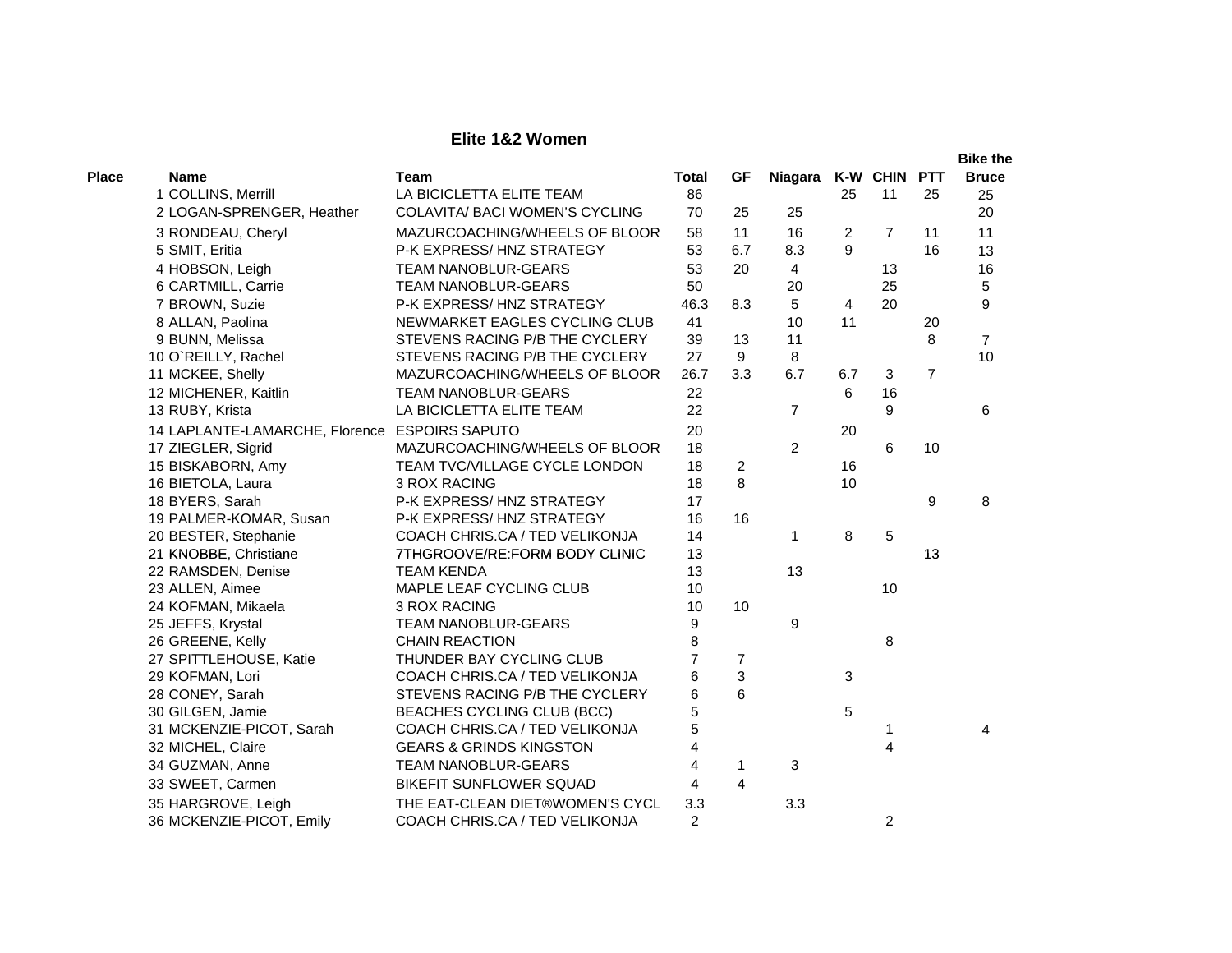## Elite 1&2 Women

| Place | Name | Team | Total | GF | Niagara | K-W | CHIN | PTT | Bike the Bruce |
|---|---|---|---|---|---|---|---|---|---|
| 1 | COLLINS, Merrill | LA BICICLETTA ELITE TEAM | 86 | | | 25 | 11 | 25 | 25 |
| 2 | LOGAN-SPRENGER, Heather | COLAVITA/ BACI WOMEN'S CYCLING | 70 | 25 | 25 | | | | 20 |
| 3 | RONDEAU, Cheryl | MAZURCOACHING/WHEELS OF BLOOR | 58 | 11 | 16 | 2 | 7 | 11 | 11 |
| 5 | SMIT, Eritia | P-K EXPRESS/ HNZ STRATEGY | 53 | 6.7 | 8.3 | 9 | | 16 | 13 |
| 4 | HOBSON, Leigh | TEAM NANOBLUR-GEARS | 53 | 20 | 4 | | 13 | | 16 |
| 6 | CARTMILL, Carrie | TEAM NANOBLUR-GEARS | 50 | | 20 | | 25 | | 5 |
| 7 | BROWN, Suzie | P-K EXPRESS/ HNZ STRATEGY | 46.3 | 8.3 | 5 | 4 | 20 | | 9 |
| 8 | ALLAN, Paolina | NEWMARKET EAGLES CYCLING CLUB | 41 | | 10 | 11 | | 20 | |
| 9 | BUNN, Melissa | STEVENS RACING P/B THE CYCLERY | 39 | 13 | 11 | | | 8 | 7 |
| 10 | O`REILLY, Rachel | STEVENS RACING P/B THE CYCLERY | 27 | 9 | 8 | | | | 10 |
| 11 | MCKEE, Shelly | MAZURCOACHING/WHEELS OF BLOOR | 26.7 | 3.3 | 6.7 | 6.7 | 3 | 7 | |
| 12 | MICHENER, Kaitlin | TEAM NANOBLUR-GEARS | 22 | | | 6 | 16 | | |
| 13 | RUBY, Krista | LA BICICLETTA ELITE TEAM | 22 | | 7 | | 9 | | 6 |
| 14 | LAPLANTE-LAMARCHE, Florence | ESPOIRS SAPUTO | 20 | | | 20 | | | |
| 17 | ZIEGLER, Sigrid | MAZURCOACHING/WHEELS OF BLOOR | 18 | | 2 | | 6 | 10 | |
| 15 | BISKABORN, Amy | TEAM TVC/VILLAGE CYCLE LONDON | 18 | 2 | | 16 | | | |
| 16 | BIETOLA, Laura | 3 ROX RACING | 18 | 8 | | 10 | | | |
| 18 | BYERS, Sarah | P-K EXPRESS/ HNZ STRATEGY | 17 | | | | | 9 | 8 |
| 19 | PALMER-KOMAR, Susan | P-K EXPRESS/ HNZ STRATEGY | 16 | 16 | | | | | |
| 20 | BESTER, Stephanie | COACH CHRIS.CA / TED VELIKONJA | 14 | | 1 | 8 | 5 | | |
| 21 | KNOBBE, Christiane | 7THGROOVE/RE:FORM BODY CLINIC | 13 | | | | | 13 | |
| 22 | RAMSDEN, Denise | TEAM KENDA | 13 | | 13 | | | | |
| 23 | ALLEN, Aimee | MAPLE LEAF CYCLING CLUB | 10 | | | | 10 | | |
| 24 | KOFMAN, Mikaela | 3 ROX RACING | 10 | 10 | | | | | |
| 25 | JEFFS, Krystal | TEAM NANOBLUR-GEARS | 9 | | 9 | | | | |
| 26 | GREENE, Kelly | CHAIN REACTION | 8 | | | | 8 | | |
| 27 | SPITTLEHOUSE, Katie | THUNDER BAY CYCLING CLUB | 7 | 7 | | | | | |
| 29 | KOFMAN, Lori | COACH CHRIS.CA / TED VELIKONJA | 6 | 3 | | 3 | | | |
| 28 | CONEY, Sarah | STEVENS RACING P/B THE CYCLERY | 6 | 6 | | | | | |
| 30 | GILGEN, Jamie | BEACHES CYCLING CLUB (BCC) | 5 | | | 5 | | | |
| 31 | MCKENZIE-PICOT, Sarah | COACH CHRIS.CA / TED VELIKONJA | 5 | | | | 1 | | 4 |
| 32 | MICHEL, Claire | GEARS & GRINDS KINGSTON | 4 | | | | 4 | | |
| 34 | GUZMAN, Anne | TEAM NANOBLUR-GEARS | 4 | 1 | 3 | | | | |
| 33 | SWEET, Carmen | BIKEFIT SUNFLOWER SQUAD | 4 | 4 | | | | | |
| 35 | HARGROVE, Leigh | THE EAT-CLEAN DIET®WOMEN'S CYCL | 3.3 | | 3.3 | | | | |
| 36 | MCKENZIE-PICOT, Emily | COACH CHRIS.CA / TED VELIKONJA | 2 | | | | 2 | | |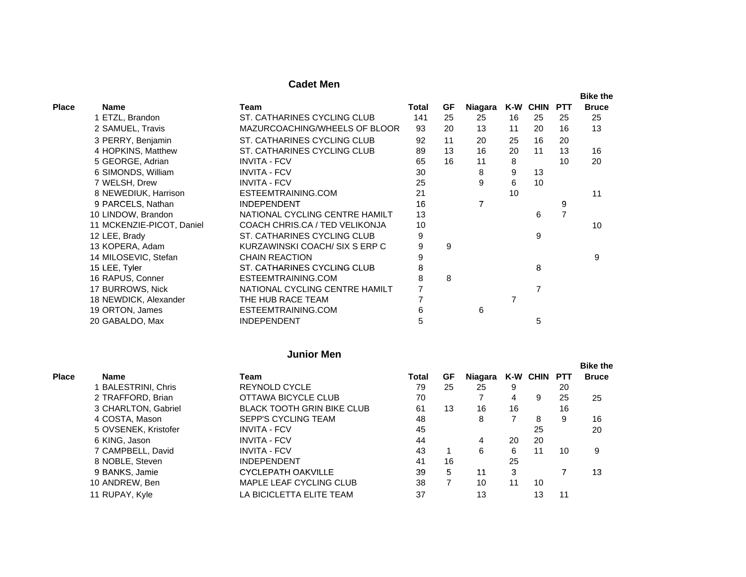## Cadet Men

| Place | Name | Team | Total | GF | Niagara | K-W | CHIN | PTT | Bike the Bruce |
|---|---|---|---|---|---|---|---|---|---|
| 1 | ETZL, Brandon | ST. CATHARINES CYCLING CLUB | 141 | 25 | 25 | 16 | 25 | 25 | 25 |
| 2 | SAMUEL, Travis | MAZURCOACHING/WHEELS OF BLOOR | 93 | 20 | 13 | 11 | 20 | 16 | 13 |
| 3 | PERRY, Benjamin | ST. CATHARINES CYCLING CLUB | 92 | 11 | 20 | 25 | 16 | 20 | |
| 4 | HOPKINS, Matthew | ST. CATHARINES CYCLING CLUB | 89 | 13 | 16 | 20 | 11 | 13 | 16 |
| 5 | GEORGE, Adrian | INVITA - FCV | 65 | 16 | 11 | 8 | | 10 | 20 |
| 6 | SIMONDS, William | INVITA - FCV | 30 | | 8 | 9 | 13 | | |
| 7 | WELSH, Drew | INVITA - FCV | 25 | | 9 | 6 | 10 | | |
| 8 | NEWEDIUK, Harrison | ESTEEMTRAINING.COM | 21 | | | 10 | | | 11 |
| 9 | PARCELS, Nathan | INDEPENDENT | 16 | | 7 | | | 9 | |
| 10 | LINDOW, Brandon | NATIONAL CYCLING CENTRE HAMILT | 13 | | | | 6 | 7 | |
| 11 | MCKENZIE-PICOT, Daniel | COACH CHRIS.CA / TED VELIKONJA | 10 | | | | | | 10 |
| 12 | LEE, Brady | ST. CATHARINES CYCLING CLUB | 9 | | | | 9 | | |
| 13 | KOPERA, Adam | KURZAWINSKI COACH/ SIX S ERP C | 9 | 9 | | | | | |
| 14 | MILOSEVIC, Stefan | CHAIN REACTION | 9 | | | | | | 9 |
| 15 | LEE, Tyler | ST. CATHARINES CYCLING CLUB | 8 | | | | 8 | | |
| 16 | RAPUS, Conner | ESTEEMTRAINING.COM | 8 | 8 | | | | | |
| 17 | BURROWS, Nick | NATIONAL CYCLING CENTRE HAMILT | 7 | | | | 7 | | |
| 18 | NEWDICK, Alexander | THE HUB RACE TEAM | 7 | | | 7 | | | |
| 19 | ORTON, James | ESTEEMTRAINING.COM | 6 | | 6 | | | | |
| 20 | GABALDO, Max | INDEPENDENT | 5 | | | | 5 | | |

## Junior Men

| Place | Name | Team | Total | GF | Niagara | K-W | CHIN | PTT | Bike the Bruce |
|---|---|---|---|---|---|---|---|---|---|
| 1 | BALESTRINI, Chris | REYNOLD CYCLE | 79 | 25 | 25 | 9 | | 20 | |
| 2 | TRAFFORD, Brian | OTTAWA BICYCLE CLUB | 70 | | 7 | 4 | 9 | 25 | 25 |
| 3 | CHARLTON, Gabriel | BLACK TOOTH GRIN BIKE CLUB | 61 | 13 | 16 | 16 | | 16 | |
| 4 | COSTA, Mason | SEPP'S CYCLING TEAM | 48 | | 8 | 7 | 8 | 9 | 16 |
| 5 | OVSENEK, Kristofer | INVITA - FCV | 45 | | | | 25 | | 20 |
| 6 | KING, Jason | INVITA - FCV | 44 | | 4 | 20 | 20 | | |
| 7 | CAMPBELL, David | INVITA - FCV | 43 | 1 | 6 | 6 | 11 | 10 | 9 |
| 8 | NOBLE, Steven | INDEPENDENT | 41 | 16 | | 25 | | | |
| 9 | BANKS, Jamie | CYCLEPATH OAKVILLE | 39 | 5 | 11 | 3 | | 7 | 13 |
| 10 | ANDREW, Ben | MAPLE LEAF CYCLING CLUB | 38 | 7 | 10 | 11 | 10 | | |
| 11 | RUPAY, Kyle | LA BICICLETTA ELITE TEAM | 37 | | 13 | | 13 | 11 | |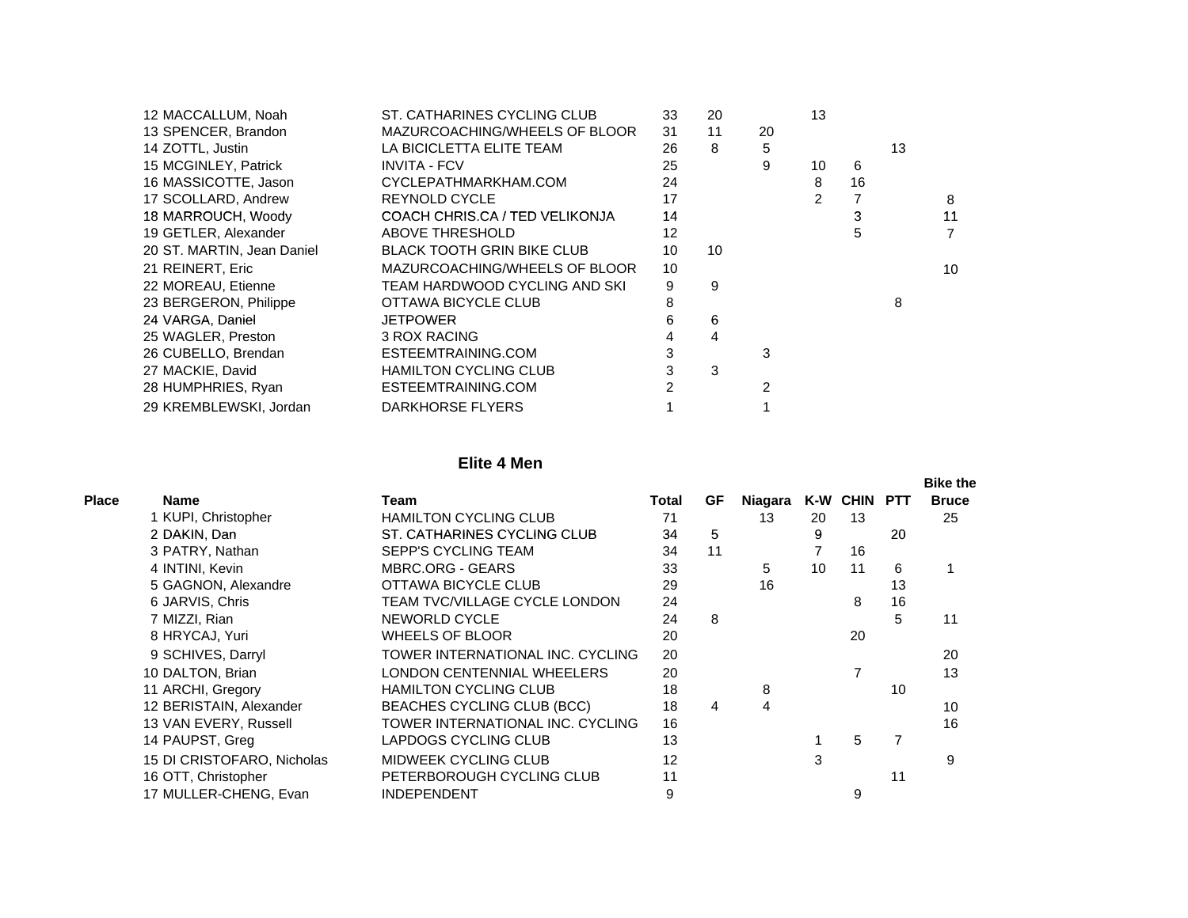| Place | Name | Team | Total | GF | Niagara | K-W | CHIN | PTT | Bike the Bruce |
|---|---|---|---|---|---|---|---|---|---|
| 12 | MACCALLUM, Noah | ST. CATHARINES CYCLING CLUB | 33 | 20 | | 13 | | | |
| 13 | SPENCER, Brandon | MAZURCOACHING/WHEELS OF BLOOR | 31 | 11 | 20 | | | | |
| 14 | ZOTTL, Justin | LA BICICLETTA ELITE TEAM | 26 | 8 | 5 | | | 13 | |
| 15 | MCGINLEY, Patrick | INVITA - FCV | 25 | | 9 | 10 | 6 | | |
| 16 | MASSICOTTE, Jason | CYCLEPATHMARKHAM.COM | 24 | | | 8 | 16 | | |
| 17 | SCOLLARD, Andrew | REYNOLD CYCLE | 17 | | | 2 | 7 | | 8 |
| 18 | MARROUCH, Woody | COACH CHRIS.CA / TED VELIKONJA | 14 | | | | 3 | | 11 |
| 19 | GETLER, Alexander | ABOVE THRESHOLD | 12 | | | | 5 | | 7 |
| 20 | ST. MARTIN, Jean Daniel | BLACK TOOTH GRIN BIKE CLUB | 10 | 10 | | | | | |
| 21 | REINERT, Eric | MAZURCOACHING/WHEELS OF BLOOR | 10 | | | | | | 10 |
| 22 | MOREAU, Etienne | TEAM HARDWOOD CYCLING AND SKI | 9 | 9 | | | | | |
| 23 | BERGERON, Philippe | OTTAWA BICYCLE CLUB | 8 | | | | | 8 | |
| 24 | VARGA, Daniel | JETPOWER | 6 | 6 | | | | | |
| 25 | WAGLER, Preston | 3 ROX RACING | 4 | 4 | | | | | |
| 26 | CUBELLO, Brendan | ESTEEMTRAINING.COM | 3 | | 3 | | | | |
| 27 | MACKIE, David | HAMILTON CYCLING CLUB | 3 | 3 | | | | | |
| 28 | HUMPHRIES, Ryan | ESTEEMTRAINING.COM | 2 | | 2 | | | | |
| 29 | KREMBLEWSKI, Jordan | DARKHORSE FLYERS | 1 | | 1 | | | | |

## Elite 4 Men

| Place | Name | Team | Total | GF | Niagara | K-W | CHIN | PTT | Bike the Bruce |
|---|---|---|---|---|---|---|---|---|---|
| 1 | KUPI, Christopher | HAMILTON CYCLING CLUB | 71 | | 13 | 20 | 13 | | 25 |
| 2 | DAKIN, Dan | ST. CATHARINES CYCLING CLUB | 34 | 5 | | 9 | | 20 | |
| 3 | PATRY, Nathan | SEPP'S CYCLING TEAM | 34 | 11 | | 7 | 16 | | |
| 4 | INTINI, Kevin | MBRC.ORG - GEARS | 33 | | 5 | 10 | 11 | 6 | 1 |
| 5 | GAGNON, Alexandre | OTTAWA BICYCLE CLUB | 29 | | 16 | | | 13 | |
| 6 | JARVIS, Chris | TEAM TVC/VILLAGE CYCLE LONDON | 24 | | | | 8 | 16 | |
| 7 | MIZZI, Rian | NEWORLD CYCLE | 24 | 8 | | | | 5 | 11 |
| 8 | HRYCAJ, Yuri | WHEELS OF BLOOR | 20 | | | | 20 | | |
| 9 | SCHIVES, Darryl | TOWER INTERNATIONAL INC. CYCLING | 20 | | | | | | 20 |
| 10 | DALTON, Brian | LONDON CENTENNIAL WHEELERS | 20 | | | | 7 | | 13 |
| 11 | ARCHI, Gregory | HAMILTON CYCLING CLUB | 18 | | 8 | | | 10 | |
| 12 | BERISTAIN, Alexander | BEACHES CYCLING CLUB (BCC) | 18 | 4 | 4 | | | | 10 |
| 13 | VAN EVERY, Russell | TOWER INTERNATIONAL INC. CYCLING | 16 | | | | | | 16 |
| 14 | PAUPST, Greg | LAPDOGS CYCLING CLUB | 13 | | | 1 | 5 | 7 | |
| 15 | DI CRISTOFARO, Nicholas | MIDWEEK CYCLING CLUB | 12 | | | 3 | | | 9 |
| 16 | OTT, Christopher | PETERBOROUGH CYCLING CLUB | 11 | | | | | 11 | |
| 17 | MULLER-CHENG, Evan | INDEPENDENT | 9 | | | | 9 | | |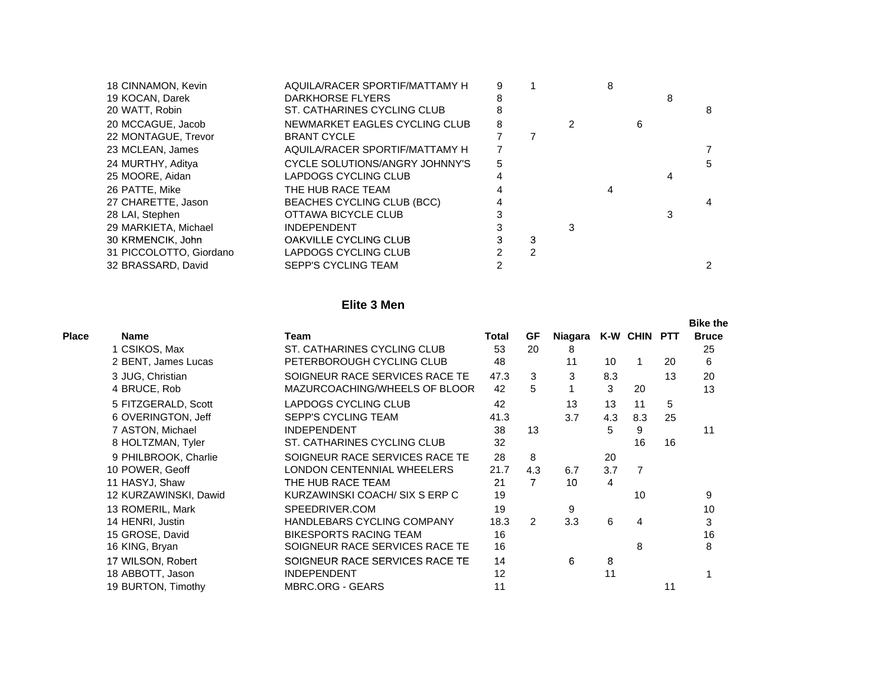| Place | Name | Team | Total | GF | Niagara | K-W | CHIN | PTT | Bike the Bruce |
|---|---|---|---|---|---|---|---|---|---|
| 18 | CINNAMON, Kevin | AQUILA/RACER SPORTIF/MATTAMY H | 9 | 1 | | 8 | | | |
| 19 | KOCAN, Darek | DARKHORSE FLYERS | 8 | | | | | 8 | |
| 20 | WATT, Robin | ST. CATHARINES CYCLING CLUB | 8 | | | | | | 8 |
| 20 | MCCAGUE, Jacob | NEWMARKET EAGLES CYCLING CLUB | 8 | | 2 | | 6 | | |
| 22 | MONTAGUE, Trevor | BRANT CYCLE | 7 | 7 | | | | | |
| 23 | MCLEAN, James | AQUILA/RACER SPORTIF/MATTAMY H | 7 | | | | | | 7 |
| 24 | MURTHY, Aditya | CYCLE SOLUTIONS/ANGRY JOHNNY'S | 5 | | | | | | 5 |
| 25 | MOORE, Aidan | LAPDOGS CYCLING CLUB | 4 | | | | | 4 | |
| 26 | PATTE, Mike | THE HUB RACE TEAM | 4 | | | 4 | | | |
| 27 | CHARETTE, Jason | BEACHES CYCLING CLUB (BCC) | 4 | | | | | | 4 |
| 28 | LAI, Stephen | OTTAWA BICYCLE CLUB | 3 | | | | | 3 | |
| 29 | MARKIETA, Michael | INDEPENDENT | 3 | | 3 | | | | |
| 30 | KRMENCIK, John | OAKVILLE CYCLING CLUB | 3 | 3 | | | | | |
| 31 | PICCOLOTTO, Giordano | LAPDOGS CYCLING CLUB | 2 | 2 | | | | | |
| 32 | BRASSARD, David | SEPP'S CYCLING TEAM | 2 | | | | | | 2 |

## Elite 3 Men

| Place | Name | Team | Total | GF | Niagara | K-W | CHIN | PTT | Bike the Bruce |
|---|---|---|---|---|---|---|---|---|---|
| 1 | CSIKOS, Max | ST. CATHARINES CYCLING CLUB | 53 | 20 | 8 | | | | 25 |
| 2 | BENT, James Lucas | PETERBOROUGH CYCLING CLUB | 48 | | 11 | 10 | 1 | 20 | 6 |
| 3 | JUG, Christian | SOIGNEUR RACE SERVICES RACE TE | 47.3 | 3 | 3 | 8.3 | | 13 | 20 |
| 4 | BRUCE, Rob | MAZURCOACHING/WHEELS OF BLOOR | 42 | 5 | 1 | 3 | 20 | | 13 |
| 5 | FITZGERALD, Scott | LAPDOGS CYCLING CLUB | 42 | | 13 | 13 | 11 | 5 | |
| 6 | OVERINGTON, Jeff | SEPP'S CYCLING TEAM | 41.3 | | 3.7 | 4.3 | 8.3 | 25 | |
| 7 | ASTON, Michael | INDEPENDENT | 38 | 13 | | 5 | 9 | | 11 |
| 8 | HOLTZMAN, Tyler | ST. CATHARINES CYCLING CLUB | 32 | | | | 16 | 16 | |
| 9 | PHILBROOK, Charlie | SOIGNEUR RACE SERVICES RACE TE | 28 | 8 | | 20 | | | |
| 10 | POWER, Geoff | LONDON CENTENNIAL WHEELERS | 21.7 | 4.3 | 6.7 | 3.7 | 7 | | |
| 11 | HASYJ, Shaw | THE HUB RACE TEAM | 21 | 7 | 10 | 4 | | | |
| 12 | KURZAWINSKI, Dawid | KURZAWINSKI COACH/ SIX S ERP C | 19 | | | | 10 | | 9 |
| 13 | ROMERIL, Mark | SPEEDRIVER.COM | 19 | | 9 | | | | 10 |
| 14 | HENRI, Justin | HANDLEBARS CYCLING COMPANY | 18.3 | 2 | 3.3 | 6 | 4 | | 3 |
| 15 | GROSE, David | BIKESPORTS RACING TEAM | 16 | | | | | | 16 |
| 16 | KING, Bryan | SOIGNEUR RACE SERVICES RACE TE | 16 | | | | 8 | | 8 |
| 17 | WILSON, Robert | SOIGNEUR RACE SERVICES RACE TE | 14 | | 6 | 8 | | | |
| 18 | ABBOTT, Jason | INDEPENDENT | 12 | | | 11 | | | 1 |
| 19 | BURTON, Timothy | MBRC.ORG - GEARS | 11 | | | | | 11 | |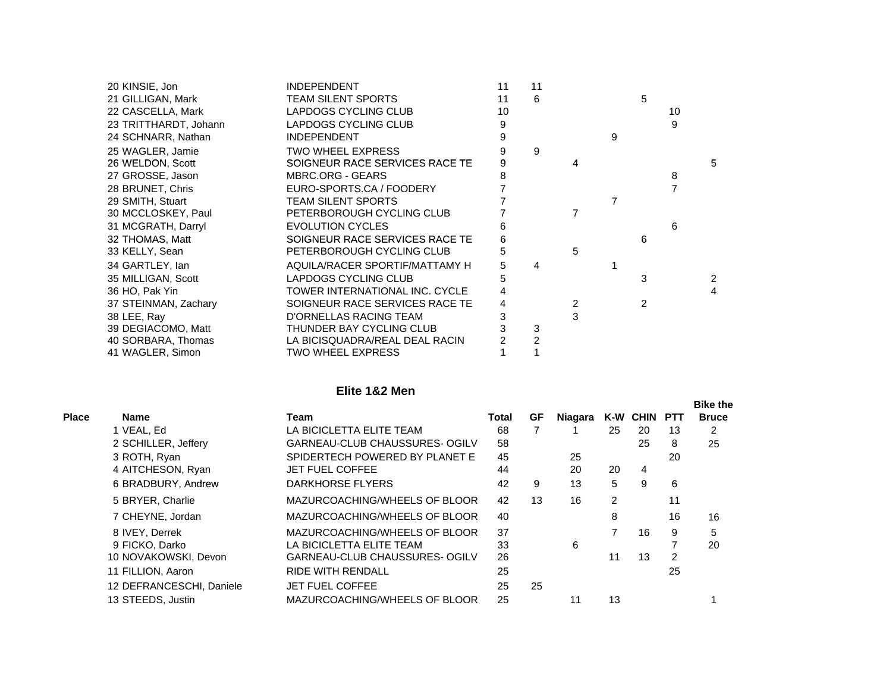| Place | Name | Team | Total | GF | Niagara | K-W | CHIN | PTT | Bike the Bruce |
|---|---|---|---|---|---|---|---|---|---|
| 20 | KINSIE, Jon | INDEPENDENT | 11 | 11 | | | | | |
| 21 | GILLIGAN, Mark | TEAM SILENT SPORTS | 11 | 6 | | | 5 | | |
| 22 | CASCELLA, Mark | LAPDOGS CYCLING CLUB | 10 | | | | | 10 | |
| 23 | TRITTHARDT, Johann | LAPDOGS CYCLING CLUB | 9 | | | | | 9 | |
| 24 | SCHNARR, Nathan | INDEPENDENT | 9 | | | 9 | | | |
| 25 | WAGLER, Jamie | TWO WHEEL EXPRESS | 9 | 9 | | | | | |
| 26 | WELDON, Scott | SOIGNEUR RACE SERVICES RACE TE | 9 | | 4 | | | | 5 |
| 27 | GROSSE, Jason | MBRC.ORG - GEARS | 8 | | | | | 8 | |
| 28 | BRUNET, Chris | EURO-SPORTS.CA / FOODERY | 7 | | | | | 7 | |
| 29 | SMITH, Stuart | TEAM SILENT SPORTS | 7 | | | 7 | | | |
| 30 | MCCLOSKEY, Paul | PETERBOROUGH CYCLING CLUB | 7 | | 7 | | | | |
| 31 | MCGRATH, Darryl | EVOLUTION CYCLES | 6 | | | | | 6 | |
| 32 | THOMAS, Matt | SOIGNEUR RACE SERVICES RACE TE | 6 | | | | 6 | | |
| 33 | KELLY, Sean | PETERBOROUGH CYCLING CLUB | 5 | | 5 | | | | |
| 34 | GARTLEY, Ian | AQUILA/RACER SPORTIF/MATTAMY H | 5 | 4 | | 1 | | | |
| 35 | MILLIGAN, Scott | LAPDOGS CYCLING CLUB | 5 | | | | 3 | | 2 |
| 36 | HO, Pak Yin | TOWER INTERNATIONAL INC. CYCLE | 4 | | | | | | 4 |
| 37 | STEINMAN, Zachary | SOIGNEUR RACE SERVICES RACE TE | 4 | | 2 | | 2 | | |
| 38 | LEE, Ray | D'ORNELLAS RACING TEAM | 3 | | 3 | | | | |
| 39 | DEGIACOMO, Matt | THUNDER BAY CYCLING CLUB | 3 | 3 | | | | | |
| 40 | SORBARA, Thomas | LA BICISQUADRA/REAL DEAL RACIN | 2 | 2 | | | | | |
| 41 | WAGLER, Simon | TWO WHEEL EXPRESS | 1 | 1 | | | | | |

## Elite 1&2 Men

| Place | Name | Team | Total | GF | Niagara | K-W | CHIN | PTT | Bike the Bruce |
|---|---|---|---|---|---|---|---|---|---|
| 1 | VEAL, Ed | LA BICICLETTA ELITE TEAM | 68 | 7 | 1 | 25 | 20 | 13 | 2 |
| 2 | SCHILLER, Jeffery | GARNEAU-CLUB CHAUSSURES- OGILV | 58 | | | | 25 | 8 | 25 |
| 3 | ROTH, Ryan | SPIDERTECH POWERED BY PLANET E | 45 | | 25 | | | 20 | |
| 4 | AITCHESON, Ryan | JET FUEL COFFEE | 44 | | 20 | 20 | 4 | | |
| 6 | BRADBURY, Andrew | DARKHORSE FLYERS | 42 | 9 | 13 | 5 | 9 | 6 | |
| 5 | BRYER, Charlie | MAZURCOACHING/WHEELS OF BLOOR | 42 | 13 | 16 | 2 | | 11 | |
| 7 | CHEYNE, Jordan | MAZURCOACHING/WHEELS OF BLOOR | 40 | | | 8 | | 16 | 16 |
| 8 | IVEY, Derrek | MAZURCOACHING/WHEELS OF BLOOR | 37 | | | 7 | 16 | 9 | 5 |
| 9 | FICKO, Darko | LA BICICLETTA ELITE TEAM | 33 | | 6 | | | 7 | 20 |
| 10 | NOVAKOWSKI, Devon | GARNEAU-CLUB CHAUSSURES- OGILV | 26 | | | 11 | 13 | 2 | |
| 11 | FILLION, Aaron | RIDE WITH RENDALL | 25 | | | | | 25 | |
| 12 | DEFRANCESCHI, Daniele | JET FUEL COFFEE | 25 | 25 | | | | | |
| 13 | STEEDS, Justin | MAZURCOACHING/WHEELS OF BLOOR | 25 | | 11 | 13 | | | 1 |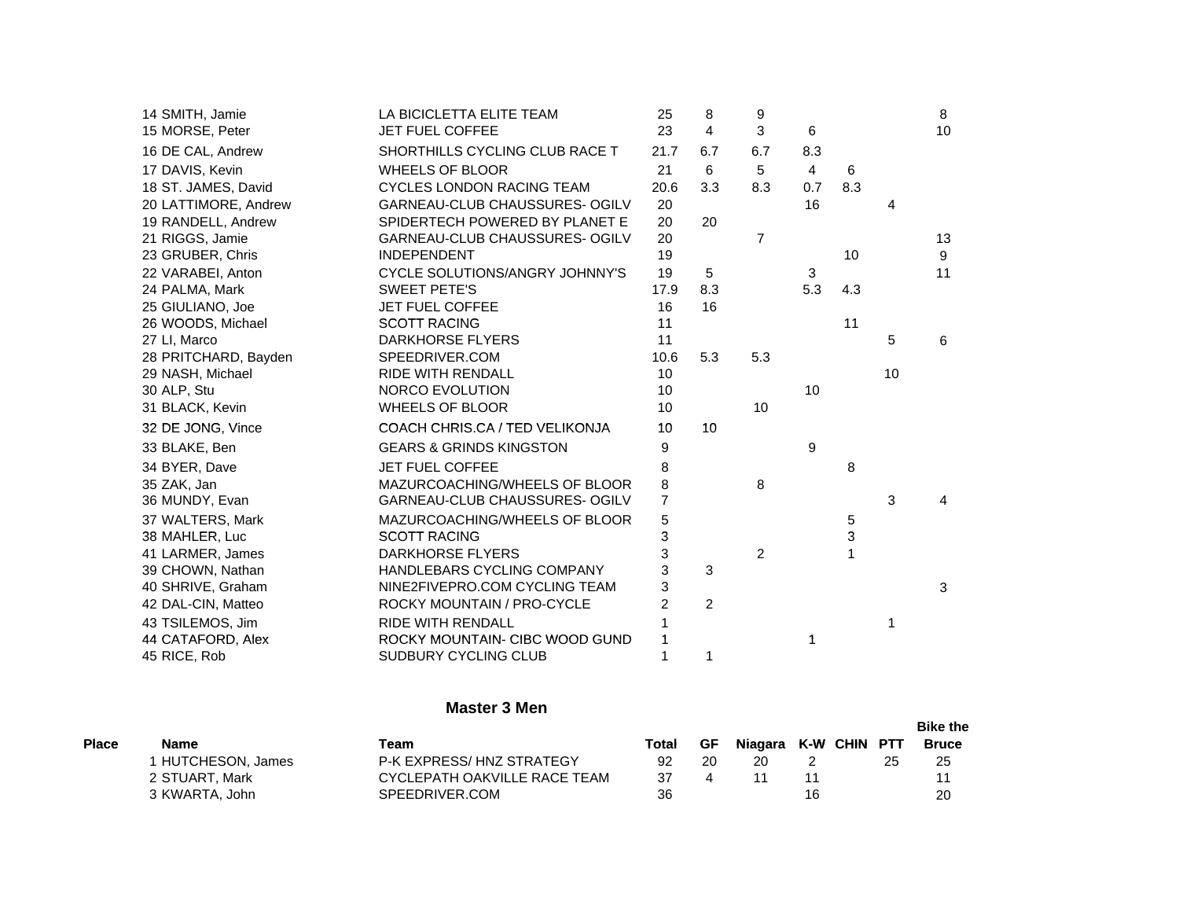| | | | | | | | | | |
|---|---|---|---|---|---|---|---|---|---|
| 14 | SMITH, Jamie | LA BICICLETTA ELITE TEAM | 25 | 8 | 9 | | | | 8 |
| 15 | MORSE, Peter | JET FUEL COFFEE | 23 | 4 | 3 | 6 | | | 10 |
| 16 | DE CAL, Andrew | SHORTHILLS CYCLING CLUB RACE T | 21.7 | 6.7 | 6.7 | 8.3 | | | |
| 17 | DAVIS, Kevin | WHEELS OF BLOOR | 21 | 6 | 5 | 4 | 6 | | |
| 18 | ST. JAMES, David | CYCLES LONDON RACING TEAM | 20.6 | 3.3 | 8.3 | 0.7 | 8.3 | | |
| 20 | LATTIMORE, Andrew | GARNEAU-CLUB CHAUSSURES- OGILV | 20 | | | 16 | | 4 | |
| 19 | RANDELL, Andrew | SPIDERTECH POWERED BY PLANET E | 20 | 20 | | | | | |
| 21 | RIGGS, Jamie | GARNEAU-CLUB CHAUSSURES- OGILV | 20 | | 7 | | | | 13 |
| 23 | GRUBER, Chris | INDEPENDENT | 19 | | | | 10 | | 9 |
| 22 | VARABEI, Anton | CYCLE SOLUTIONS/ANGRY JOHNNY'S | 19 | 5 | | 3 | | | 11 |
| 24 | PALMA, Mark | SWEET PETE'S | 17.9 | 8.3 | | 5.3 | 4.3 | | |
| 25 | GIULIANO, Joe | JET FUEL COFFEE | 16 | 16 | | | | | |
| 26 | WOODS, Michael | SCOTT RACING | 11 | | | | 11 | | |
| 27 | LI, Marco | DARKHORSE FLYERS | 11 | | | | | 5 | 6 |
| 28 | PRITCHARD, Bayden | SPEEDRIVER.COM | 10.6 | 5.3 | 5.3 | | | | |
| 29 | NASH, Michael | RIDE WITH RENDALL | 10 | | | | | 10 | |
| 30 | ALP, Stu | NORCO EVOLUTION | 10 | | | 10 | | | |
| 31 | BLACK, Kevin | WHEELS OF BLOOR | 10 | | 10 | | | | |
| 32 | DE JONG, Vince | COACH CHRIS.CA / TED VELIKONJA | 10 | 10 | | | | | |
| 33 | BLAKE, Ben | GEARS & GRINDS KINGSTON | 9 | | | 9 | | | |
| 34 | BYER, Dave | JET FUEL COFFEE | 8 | | | | 8 | | |
| 35 | ZAK, Jan | MAZURCOACHING/WHEELS OF BLOOR | 8 | | 8 | | | | |
| 36 | MUNDY, Evan | GARNEAU-CLUB CHAUSSURES- OGILV | 7 | | | | | 3 | 4 |
| 37 | WALTERS, Mark | MAZURCOACHING/WHEELS OF BLOOR | 5 | | | | 5 | | |
| 38 | MAHLER, Luc | SCOTT RACING | 3 | | | | 3 | | |
| 41 | LARMER, James | DARKHORSE FLYERS | 3 | | 2 | | 1 | | |
| 39 | CHOWN, Nathan | HANDLEBARS CYCLING COMPANY | 3 | 3 | | | | | |
| 40 | SHRIVE, Graham | NINE2FIVEPRO.COM CYCLING TEAM | 3 | | | | | | 3 |
| 42 | DAL-CIN, Matteo | ROCKY MOUNTAIN / PRO-CYCLE | 2 | 2 | | | | | |
| 43 | TSILEMOS, Jim | RIDE WITH RENDALL | 1 | | | | | 1 | |
| 44 | CATAFORD, Alex | ROCKY MOUNTAIN- CIBC WOOD GUND | 1 | | | 1 | | | |
| 45 | RICE, Rob | SUDBURY CYCLING CLUB | 1 | 1 | | | | | |

## Master 3 Men

| Place | Name | Team | Total | GF | Niagara | K-W | CHIN | PTT | Bike the Bruce |
|---|---|---|---|---|---|---|---|---|---|
| 1 | HUTCHESON, James | P-K EXPRESS/ HNZ STRATEGY | 92 | 20 | 20 | 2 | | 25 | 25 |
| 2 | STUART, Mark | CYCLEPATH OAKVILLE RACE TEAM | 37 | 4 | 11 | 11 | | | 11 |
| 3 | KWARTA, John | SPEEDRIVER.COM | 36 | | | 16 | | | 20 |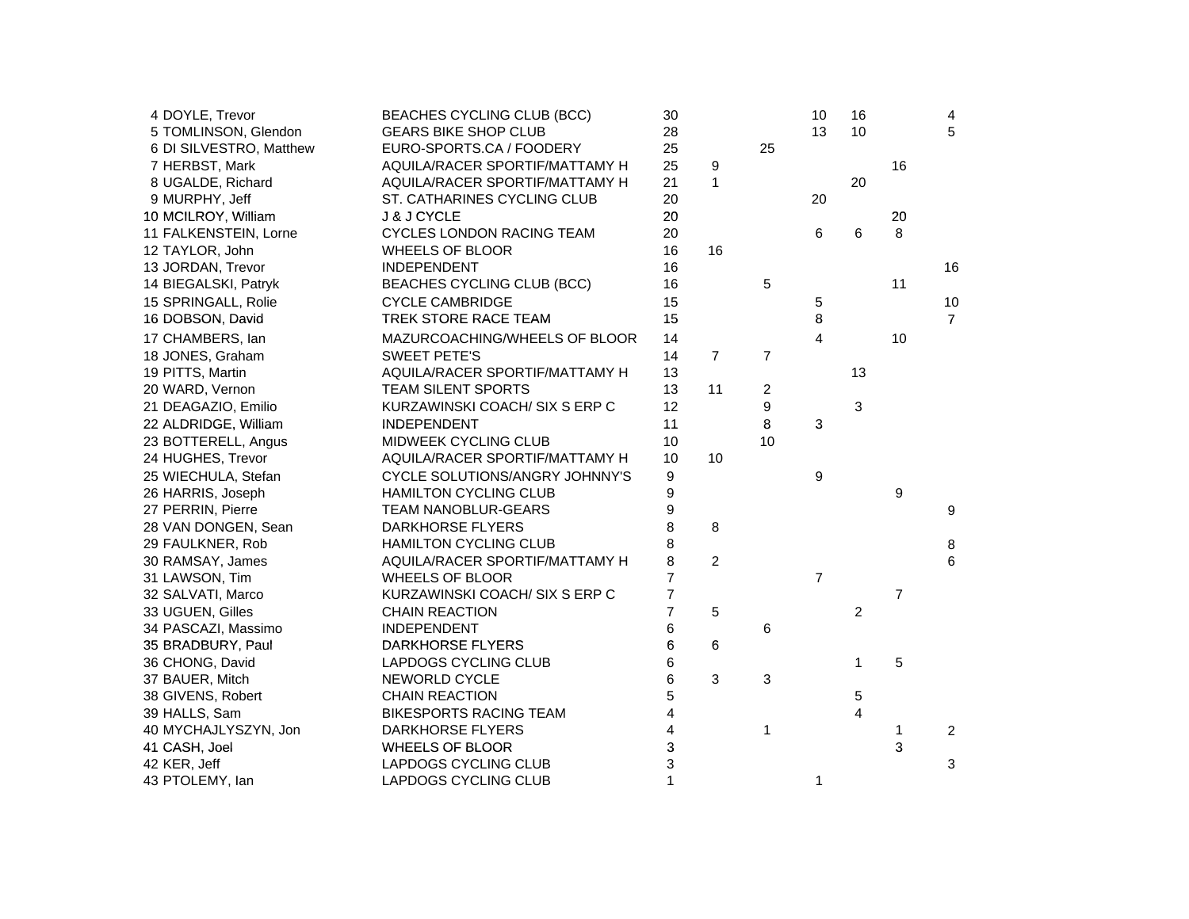| | | | | | | | | | |
|---|---|---|---|---|---|---|---|---|---|
| 4 | DOYLE, Trevor | BEACHES CYCLING CLUB (BCC) | 30 | | | 10 | 16 | | 4 |
| 5 | TOMLINSON, Glendon | GEARS BIKE SHOP CLUB | 28 | | | 13 | 10 | | 5 |
| 6 | DI SILVESTRO, Matthew | EURO-SPORTS.CA / FOODERY | 25 | | 25 | | | | |
| 7 | HERBST, Mark | AQUILA/RACER SPORTIF/MATTAMY H | 25 | 9 | | | | 16 | |
| 8 | UGALDE, Richard | AQUILA/RACER SPORTIF/MATTAMY H | 21 | 1 | | | 20 | | |
| 9 | MURPHY, Jeff | ST. CATHARINES CYCLING CLUB | 20 | | | 20 | | | |
| 10 | MCILROY, William | J & J CYCLE | 20 | | | | | 20 | |
| 11 | FALKENSTEIN, Lorne | CYCLES LONDON RACING TEAM | 20 | | | 6 | 6 | 8 | |
| 12 | TAYLOR, John | WHEELS OF BLOOR | 16 | 16 | | | | | |
| 13 | JORDAN, Trevor | INDEPENDENT | 16 | | | | | | 16 |
| 14 | BIEGALSKI, Patryk | BEACHES CYCLING CLUB (BCC) | 16 | | 5 | | | 11 | |
| 15 | SPRINGALL, Rolie | CYCLE CAMBRIDGE | 15 | | | 5 | | | 10 |
| 16 | DOBSON, David | TREK STORE RACE TEAM | 15 | | | 8 | | | 7 |
| 17 | CHAMBERS, Ian | MAZURCOACHING/WHEELS OF BLOOR | 14 | | | 4 | | 10 | |
| 18 | JONES, Graham | SWEET PETE'S | 14 | 7 | 7 | | | | |
| 19 | PITTS, Martin | AQUILA/RACER SPORTIF/MATTAMY H | 13 | | | | 13 | | |
| 20 | WARD, Vernon | TEAM SILENT SPORTS | 13 | 11 | 2 | | | | |
| 21 | DEAGAZIO, Emilio | KURZAWINSKI COACH/ SIX S ERP C | 12 | | 9 | | 3 | | |
| 22 | ALDRIDGE, William | INDEPENDENT | 11 | | 8 | 3 | | | |
| 23 | BOTTERELL, Angus | MIDWEEK CYCLING CLUB | 10 | | 10 | | | | |
| 24 | HUGHES, Trevor | AQUILA/RACER SPORTIF/MATTAMY H | 10 | 10 | | | | | |
| 25 | WIECHULA, Stefan | CYCLE SOLUTIONS/ANGRY JOHNNY'S | 9 | | | 9 | | | |
| 26 | HARRIS, Joseph | HAMILTON CYCLING CLUB | 9 | | | | | 9 | |
| 27 | PERRIN, Pierre | TEAM NANOBLUR-GEARS | 9 | | | | | | 9 |
| 28 | VAN DONGEN, Sean | DARKHORSE FLYERS | 8 | 8 | | | | | |
| 29 | FAULKNER, Rob | HAMILTON CYCLING CLUB | 8 | | | | | | 8 |
| 30 | RAMSAY, James | AQUILA/RACER SPORTIF/MATTAMY H | 8 | 2 | | | | | 6 |
| 31 | LAWSON, Tim | WHEELS OF BLOOR | 7 | | | 7 | | | |
| 32 | SALVATI, Marco | KURZAWINSKI COACH/ SIX S ERP C | 7 | | | | | 7 | |
| 33 | UGUEN, Gilles | CHAIN REACTION | 7 | 5 | | | 2 | | |
| 34 | PASCAZI, Massimo | INDEPENDENT | 6 | | 6 | | | | |
| 35 | BRADBURY, Paul | DARKHORSE FLYERS | 6 | 6 | | | | | |
| 36 | CHONG, David | LAPDOGS CYCLING CLUB | 6 | | | | 1 | 5 | |
| 37 | BAUER, Mitch | NEWORLD CYCLE | 6 | 3 | 3 | | | | |
| 38 | GIVENS, Robert | CHAIN REACTION | 5 | | | | 5 | | |
| 39 | HALLS, Sam | BIKESPORTS RACING TEAM | 4 | | | | 4 | | |
| 40 | MYCHAJLYSZYN, Jon | DARKHORSE FLYERS | 4 | | 1 | | | 1 | 2 |
| 41 | CASH, Joel | WHEELS OF BLOOR | 3 | | | | | 3 | |
| 42 | KER, Jeff | LAPDOGS CYCLING CLUB | 3 | | | | | | 3 |
| 43 | PTOLEMY, Ian | LAPDOGS CYCLING CLUB | 1 | | | 1 | | | |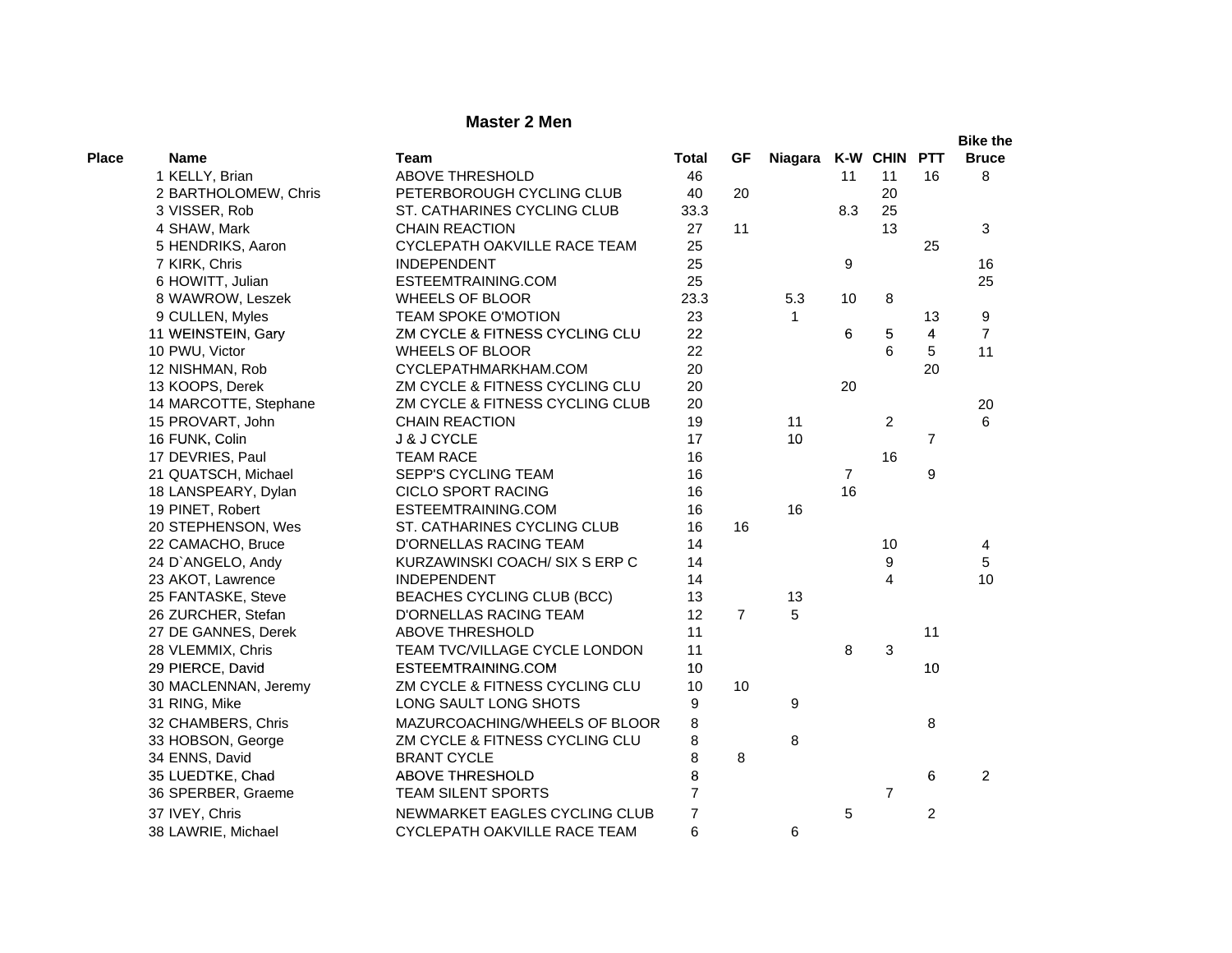## Master 2 Men

| Place | Name | Team | Total | GF | Niagara | K-W | CHIN | PTT | Bike the Bruce |
|---|---|---|---|---|---|---|---|---|---|
| 1 | KELLY, Brian | ABOVE THRESHOLD | 46 | | | 11 | 11 | 16 | 8 |
| 2 | BARTHOLOMEW, Chris | PETERBOROUGH CYCLING CLUB | 40 | 20 | | | 20 | | |
| 3 | VISSER, Rob | ST. CATHARINES CYCLING CLUB | 33.3 | | | 8.3 | 25 | | |
| 4 | SHAW, Mark | CHAIN REACTION | 27 | 11 | | | 13 | | 3 |
| 5 | HENDRIKS, Aaron | CYCLEPATH OAKVILLE RACE TEAM | 25 | | | | | 25 | |
| 7 | KIRK, Chris | INDEPENDENT | 25 | | | 9 | | | 16 |
| 6 | HOWITT, Julian | ESTEEMTRAINING.COM | 25 | | | | | | 25 |
| 8 | WAWROW, Leszek | WHEELS OF BLOOR | 23.3 | | 5.3 | 10 | 8 | | |
| 9 | CULLEN, Myles | TEAM SPOKE O'MOTION | 23 | | 1 | | | 13 | 9 |
| 11 | WEINSTEIN, Gary | ZM CYCLE & FITNESS CYCLING CLU | 22 | | | 6 | 5 | 4 | 7 |
| 10 | PWU, Victor | WHEELS OF BLOOR | 22 | | | | 6 | 5 | 11 |
| 12 | NISHMAN, Rob | CYCLEPATHMARKHAM.COM | 20 | | | | | 20 | |
| 13 | KOOPS, Derek | ZM CYCLE & FITNESS CYCLING CLU | 20 | | | 20 | | | |
| 14 | MARCOTTE, Stephane | ZM CYCLE & FITNESS CYCLING CLUB | 20 | | | | | | 20 |
| 15 | PROVART, John | CHAIN REACTION | 19 | | 11 | | 2 | | 6 |
| 16 | FUNK, Colin | J & J CYCLE | 17 | | 10 | | | 7 | |
| 17 | DEVRIES, Paul | TEAM RACE | 16 | | | | 16 | | |
| 21 | QUATSCH, Michael | SEPP'S CYCLING TEAM | 16 | | | 7 | | 9 | |
| 18 | LANSPEARY, Dylan | CICLO SPORT RACING | 16 | | | 16 | | | |
| 19 | PINET, Robert | ESTEEMTRAINING.COM | 16 | | 16 | | | | |
| 20 | STEPHENSON, Wes | ST. CATHARINES CYCLING CLUB | 16 | 16 | | | | | |
| 22 | CAMACHO, Bruce | D'ORNELLAS RACING TEAM | 14 | | | | 10 | | 4 |
| 24 | D`ANGELO, Andy | KURZAWINSKI COACH/ SIX S ERP C | 14 | | | | 9 | | 5 |
| 23 | AKOT, Lawrence | INDEPENDENT | 14 | | | | 4 | | 10 |
| 25 | FANTASKE, Steve | BEACHES CYCLING CLUB (BCC) | 13 | | 13 | | | | |
| 26 | ZURCHER, Stefan | D'ORNELLAS RACING TEAM | 12 | 7 | 5 | | | | |
| 27 | DE GANNES, Derek | ABOVE THRESHOLD | 11 | | | | | 11 | |
| 28 | VLEMMIX, Chris | TEAM TVC/VILLAGE CYCLE LONDON | 11 | | | 8 | 3 | | |
| 29 | PIERCE, David | ESTEEMTRAINING.COM | 10 | | | | | 10 | |
| 30 | MACLENNAN, Jeremy | ZM CYCLE & FITNESS CYCLING CLU | 10 | 10 | | | | | |
| 31 | RING, Mike | LONG SAULT LONG SHOTS | 9 | | 9 | | | | |
| 32 | CHAMBERS, Chris | MAZURCOACHING/WHEELS OF BLOOR | 8 | | | | | 8 | |
| 33 | HOBSON, George | ZM CYCLE & FITNESS CYCLING CLU | 8 | | 8 | | | | |
| 34 | ENNS, David | BRANT CYCLE | 8 | 8 | | | | | |
| 35 | LUEDTKE, Chad | ABOVE THRESHOLD | 8 | | | | | 6 | 2 |
| 36 | SPERBER, Graeme | TEAM SILENT SPORTS | 7 | | | | 7 | | |
| 37 | IVEY, Chris | NEWMARKET EAGLES CYCLING CLUB | 7 | | | 5 | | 2 | |
| 38 | LAWRIE, Michael | CYCLEPATH OAKVILLE RACE TEAM | 6 | | 6 | | | | |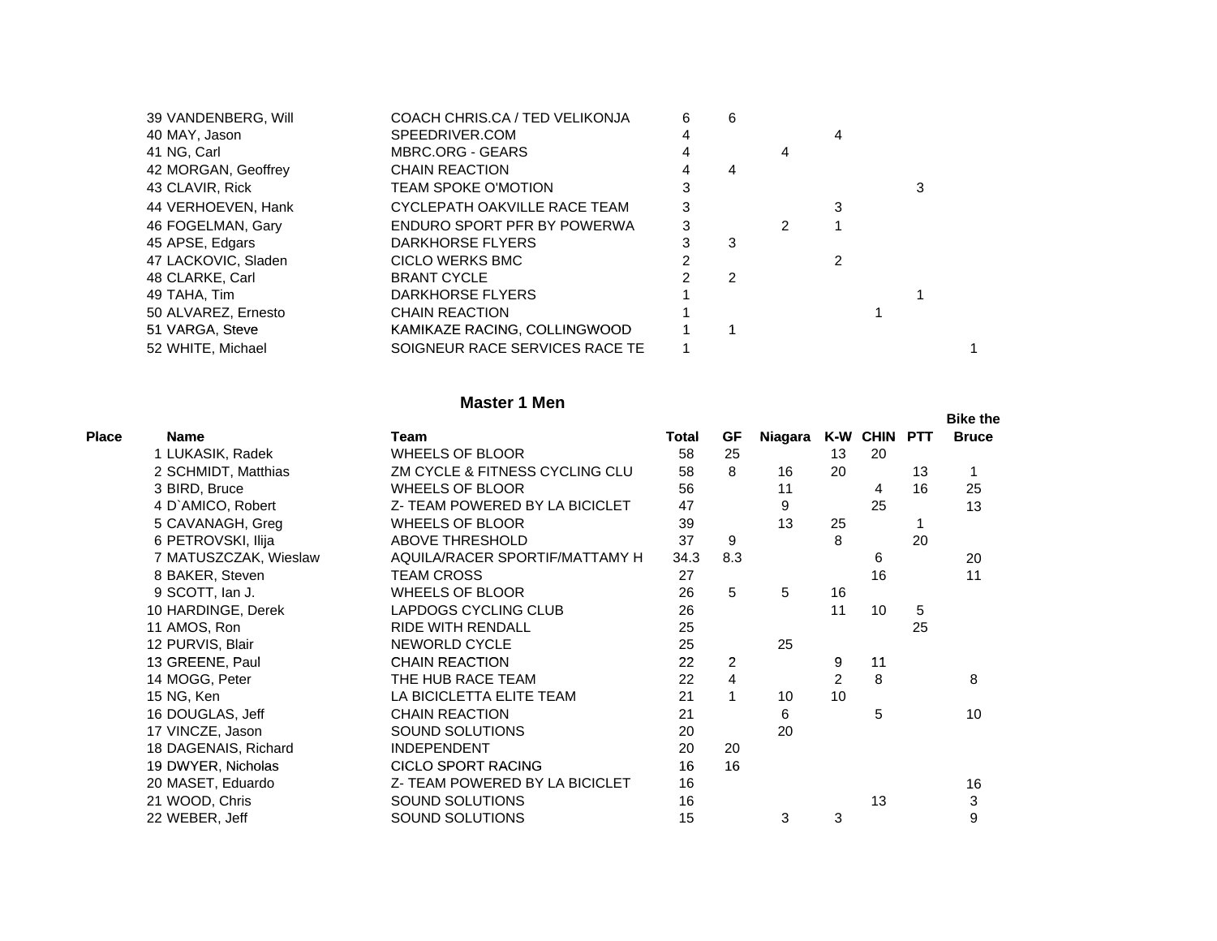| Place | Name | Team | Total | GF | Niagara | K-W | CHIN | PTT | Bike the Bruce |
|---|---|---|---|---|---|---|---|---|---|
| 39 | VANDENBERG, Will | COACH CHRIS.CA / TED VELIKONJA | 6 | 6 | | | | | |
| 40 | MAY, Jason | SPEEDRIVER.COM | 4 | | | 4 | | | |
| 41 | NG, Carl | MBRC.ORG - GEARS | 4 | | 4 | | | | |
| 42 | MORGAN, Geoffrey | CHAIN REACTION | 4 | 4 | | | | | |
| 43 | CLAVIR, Rick | TEAM SPOKE O'MOTION | 3 | | | | | 3 | |
| 44 | VERHOEVEN, Hank | CYCLEPATH OAKVILLE RACE TEAM | 3 | | | 3 | | | |
| 46 | FOGELMAN, Gary | ENDURO SPORT PFR BY POWERWA | 3 | | 2 | 1 | | | |
| 45 | APSE, Edgars | DARKHORSE FLYERS | 3 | 3 | | | | | |
| 47 | LACKOVIC, Sladen | CICLO WERKS BMC | 2 | | | 2 | | | |
| 48 | CLARKE, Carl | BRANT CYCLE | 2 | 2 | | | | | |
| 49 | TAHA, Tim | DARKHORSE FLYERS | 1 | | | | | 1 | |
| 50 | ALVAREZ, Ernesto | CHAIN REACTION | 1 | | | | 1 | | |
| 51 | VARGA, Steve | KAMIKAZE RACING, COLLINGWOOD | 1 | 1 | | | | | |
| 52 | WHITE, Michael | SOIGNEUR RACE SERVICES RACE TE | 1 | | | | | | 1 |

### Master 1 Men

| Place | Name | Team | Total | GF | Niagara | K-W | CHIN | PTT | Bike the Bruce |
|---|---|---|---|---|---|---|---|---|---|
| 1 | LUKASIK, Radek | WHEELS OF BLOOR | 58 | 25 | | 13 | 20 | | |
| 2 | SCHMIDT, Matthias | ZM CYCLE & FITNESS CYCLING CLU | 58 | 8 | 16 | 20 | | 13 | 1 |
| 3 | BIRD, Bruce | WHEELS OF BLOOR | 56 | | 11 | | 4 | 16 | 25 |
| 4 | D`AMICO, Robert | Z- TEAM POWERED BY LA BICICLET | 47 | | 9 | | 25 | | 13 |
| 5 | CAVANAGH, Greg | WHEELS OF BLOOR | 39 | | 13 | 25 | | 1 | |
| 6 | PETROVSKI, Ilija | ABOVE THRESHOLD | 37 | 9 | | 8 | | 20 | |
| 7 | MATUSZCZAK, Wieslaw | AQUILA/RACER SPORTIF/MATTAMY H | 34.3 | 8.3 | | | 6 | | 20 |
| 8 | BAKER, Steven | TEAM CROSS | 27 | | | | 16 | | 11 |
| 9 | SCOTT, Ian J. | WHEELS OF BLOOR | 26 | 5 | 5 | 16 | | | |
| 10 | HARDINGE, Derek | LAPDOGS CYCLING CLUB | 26 | | | 11 | 10 | 5 | |
| 11 | AMOS, Ron | RIDE WITH RENDALL | 25 | | | | | 25 | |
| 12 | PURVIS, Blair | NEWORLD CYCLE | 25 | | 25 | | | | |
| 13 | GREENE, Paul | CHAIN REACTION | 22 | 2 | | 9 | 11 | | |
| 14 | MOGG, Peter | THE HUB RACE TEAM | 22 | 4 | | 2 | 8 | | 8 |
| 15 | NG, Ken | LA BICICLETTA ELITE TEAM | 21 | 1 | 10 | 10 | | | |
| 16 | DOUGLAS, Jeff | CHAIN REACTION | 21 | | 6 | | 5 | | 10 |
| 17 | VINCZE, Jason | SOUND SOLUTIONS | 20 | | 20 | | | | |
| 18 | DAGENAIS, Richard | INDEPENDENT | 20 | 20 | | | | | |
| 19 | DWYER, Nicholas | CICLO SPORT RACING | 16 | 16 | | | | | |
| 20 | MASET, Eduardo | Z- TEAM POWERED BY LA BICICLET | 16 | | | | | | 16 |
| 21 | WOOD, Chris | SOUND SOLUTIONS | 16 | | | | 13 | | 3 |
| 22 | WEBER, Jeff | SOUND SOLUTIONS | 15 | | 3 | 3 | | | 9 |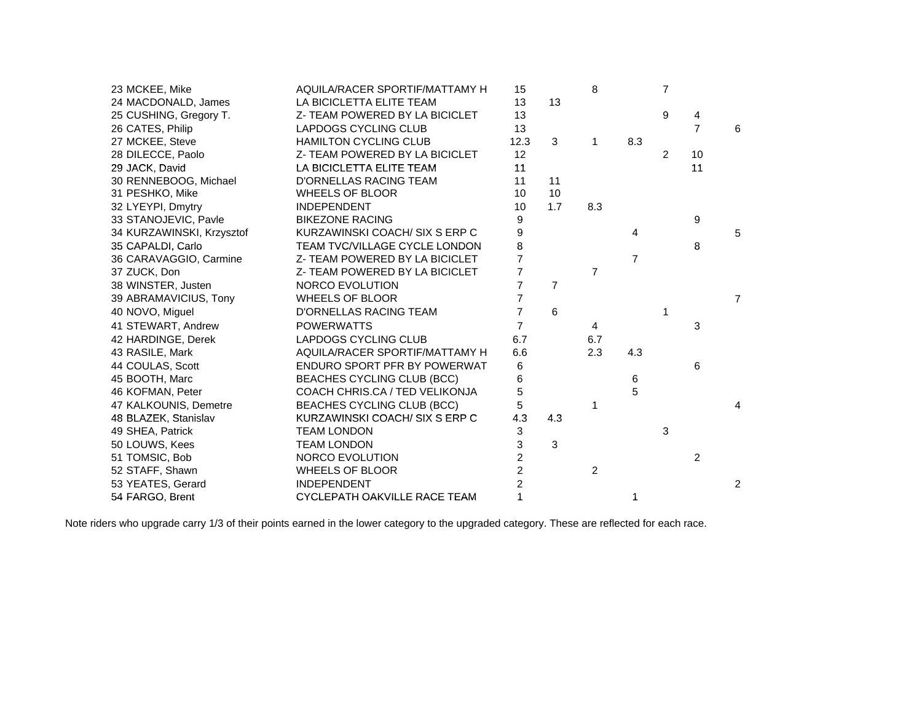| | | | | | | | | |
|---|---|---|---|---|---|---|---|---|
| 23 MCKEE, Mike | AQUILA/RACER SPORTIF/MATTAMY H | 15 | | 8 | | 7 | | |
| 24 MACDONALD, James | LA BICICLETTA ELITE TEAM | 13 | 13 | | | | | |
| 25 CUSHING, Gregory T. | Z- TEAM POWERED BY LA BICICLET | 13 | | | | 9 | 4 | |
| 26 CATES, Philip | LAPDOGS CYCLING CLUB | 13 | | | | | 7 | 6 |
| 27 MCKEE, Steve | HAMILTON CYCLING CLUB | 12.3 | 3 | 1 | 8.3 | | | |
| 28 DILECCE, Paolo | Z- TEAM POWERED BY LA BICICLET | 12 | | | | 2 | 10 | |
| 29 JACK, David | LA BICICLETTA ELITE TEAM | 11 | | | | | 11 | |
| 30 RENNEBOOG, Michael | D'ORNELLAS RACING TEAM | 11 | 11 | | | | | |
| 31 PESHKO, Mike | WHEELS OF BLOOR | 10 | 10 | | | | | |
| 32 LYEYPI, Dmytry | INDEPENDENT | 10 | 1.7 | 8.3 | | | | |
| 33 STANOJEVIC, Pavle | BIKEZONE RACING | 9 | | | | | 9 | |
| 34 KURZAWINSKI, Krzysztof | KURZAWINSKI COACH/ SIX S ERP C | 9 | | | 4 | | | 5 |
| 35 CAPALDI, Carlo | TEAM TVC/VILLAGE CYCLE LONDON | 8 | | | | | 8 | |
| 36 CARAVAGGIO, Carmine | Z- TEAM POWERED BY LA BICICLET | 7 | | | 7 | | | |
| 37 ZUCK, Don | Z- TEAM POWERED BY LA BICICLET | 7 | | 7 | | | | |
| 38 WINSTER, Justen | NORCO EVOLUTION | 7 | 7 | | | | | |
| 39 ABRAMAVICIUS, Tony | WHEELS OF BLOOR | 7 | | | | | | 7 |
| 40 NOVO, Miguel | D'ORNELLAS RACING TEAM | 7 | 6 | | | 1 | | |
| 41 STEWART, Andrew | POWERWATTS | 7 | | 4 | | | 3 | |
| 42 HARDINGE, Derek | LAPDOGS CYCLING CLUB | 6.7 | | 6.7 | | | | |
| 43 RASILE, Mark | AQUILA/RACER SPORTIF/MATTAMY H | 6.6 | | 2.3 | 4.3 | | | |
| 44 COULAS, Scott | ENDURO SPORT PFR BY POWERWAT | 6 | | | | | 6 | |
| 45 BOOTH, Marc | BEACHES CYCLING CLUB (BCC) | 6 | | | 6 | | | |
| 46 KOFMAN, Peter | COACH CHRIS.CA / TED VELIKONJA | 5 | | | 5 | | | |
| 47 KALKOUNIS, Demetre | BEACHES CYCLING CLUB (BCC) | 5 | | 1 | | | | 4 |
| 48 BLAZEK, Stanislav | KURZAWINSKI COACH/ SIX S ERP C | 4.3 | 4.3 | | | | | |
| 49 SHEA, Patrick | TEAM LONDON | 3 | | | | 3 | | |
| 50 LOUWS, Kees | TEAM LONDON | 3 | 3 | | | | | |
| 51 TOMSIC, Bob | NORCO EVOLUTION | 2 | | | | | 2 | |
| 52 STAFF, Shawn | WHEELS OF BLOOR | 2 | | 2 | | | | |
| 53 YEATES, Gerard | INDEPENDENT | 2 | | | | | | 2 |
| 54 FARGO, Brent | CYCLEPATH OAKVILLE RACE TEAM | 1 | | | 1 | | | |

Note riders who upgrade carry 1/3 of their points earned in the lower category to the upgraded category. These are reflected for each race.